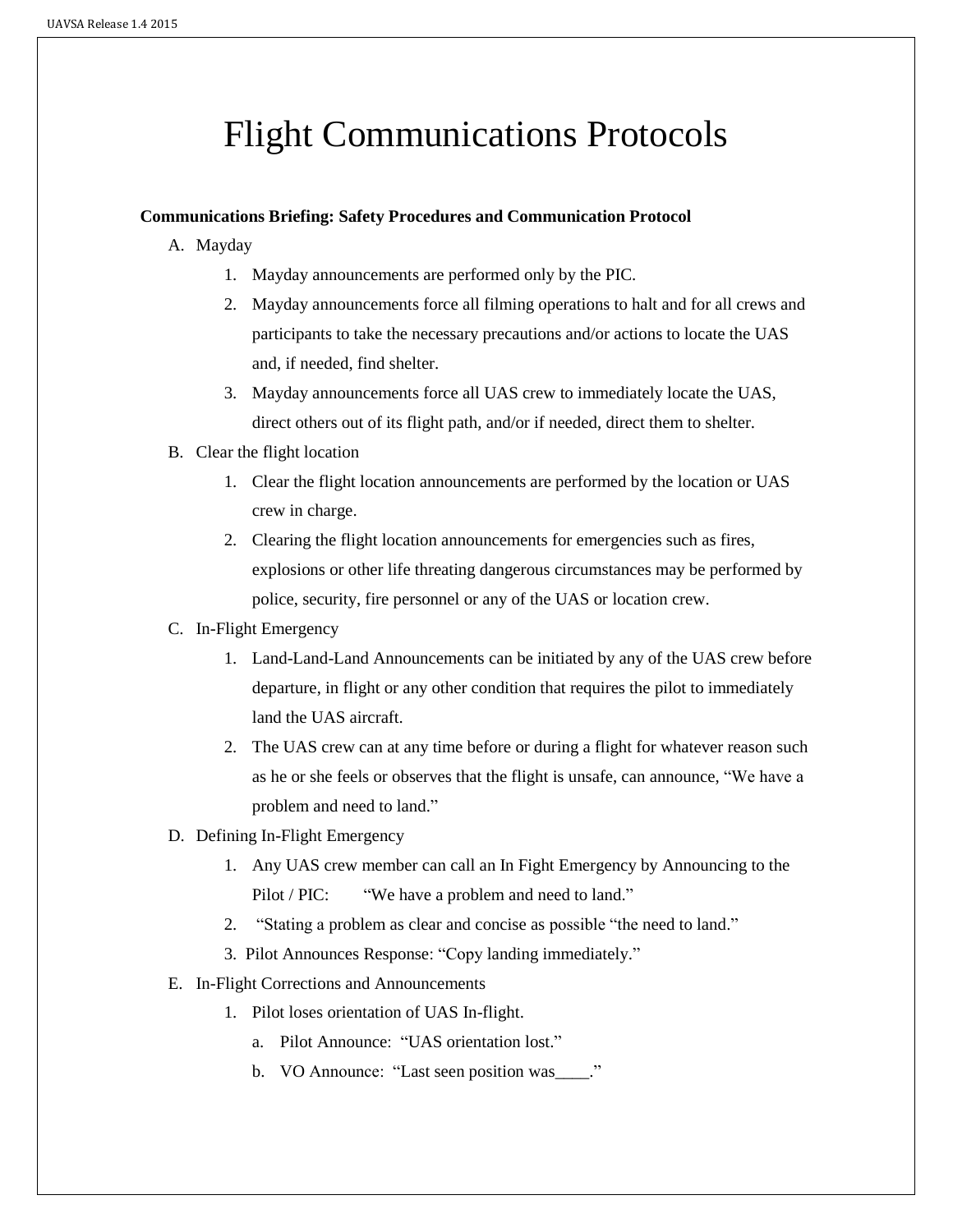# Flight Communications Protocols

**Communications Briefing: Safety Procedures and Communication Protocol**

A. Mayday
   1. Mayday announcements are performed only by the PIC.
   2. Mayday announcements force all filming operations to halt and for all crews and participants to take the necessary precautions and/or actions to locate the UAS and, if needed, find shelter.
   3. Mayday announcements force all UAS crew to immediately locate the UAS, direct others out of its flight path, and/or if needed, direct them to shelter.

B. Clear the flight location
   1. Clear the flight location announcements are performed by the location or UAS crew in charge.
   2. Clearing the flight location announcements for emergencies such as fires, explosions or other life threating dangerous circumstances may be performed by police, security, fire personnel or any of the UAS or location crew.

C. In-Flight Emergency
   1. Land-Land-Land Announcements can be initiated by any of the UAS crew before departure, in flight or any other condition that requires the pilot to immediately land the UAS aircraft.
   2. The UAS crew can at any time before or during a flight for whatever reason such as he or she feels or observes that the flight is unsafe, can announce, "We have a problem and need to land."

D. Defining In-Flight Emergency
   1. Any UAS crew member can call an In Fight Emergency by Announcing to the Pilot / PIC: "We have a problem and need to land."
   2. "Stating a problem as clear and concise as possible "the need to land."
   3. Pilot Announces Response: "Copy landing immediately."

E. In-Flight Corrections and Announcements
   1. Pilot loses orientation of UAS In-flight.
      a. Pilot Announce: "UAS orientation lost."
      b. VO Announce: "Last seen position was____."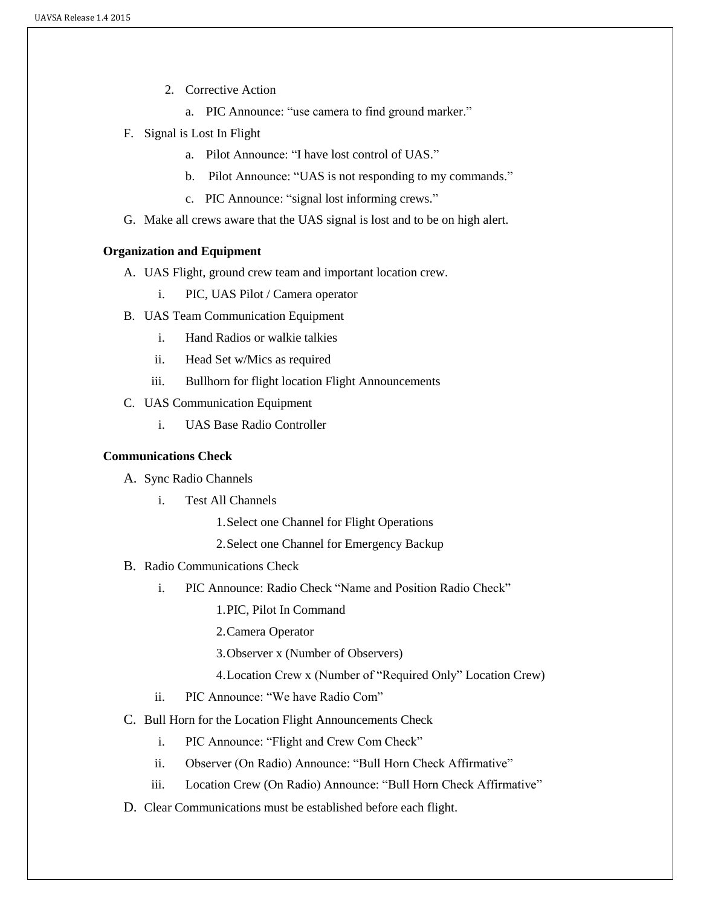2. Corrective Action
    a. PIC Announce: "use camera to find ground marker."

F. Signal is Lost In Flight
    a. Pilot Announce: "I have lost control of UAS."
    b. Pilot Announce: "UAS is not responding to my commands."
    c. PIC Announce: "signal lost informing crews."

G. Make all crews aware that the UAS signal is lost and to be on high alert.

**Organization and Equipment**

A. UAS Flight, ground crew team and important location crew.
    i. PIC, UAS Pilot / Camera operator

B. UAS Team Communication Equipment
    i. Hand Radios or walkie talkies
    ii. Head Set w/Mics as required
    iii. Bullhorn for flight location Flight Announcements

C. UAS Communication Equipment
    i. UAS Base Radio Controller

**Communications Check**

A. Sync Radio Channels
    i. Test All Channels
        1. Select one Channel for Flight Operations
        2. Select one Channel for Emergency Backup

B. Radio Communications Check
    i. PIC Announce: Radio Check "Name and Position Radio Check"
        1. PIC, Pilot In Command
        2. Camera Operator
        3. Observer x (Number of Observers)
        4. Location Crew x (Number of "Required Only" Location Crew)
    ii. PIC Announce: "We have Radio Com"

C. Bull Horn for the Location Flight Announcements Check
    i. PIC Announce: "Flight and Crew Com Check"
    ii. Observer (On Radio) Announce: "Bull Horn Check Affirmative"
    iii. Location Crew (On Radio) Announce: "Bull Horn Check Affirmative"

D. Clear Communications must be established before each flight.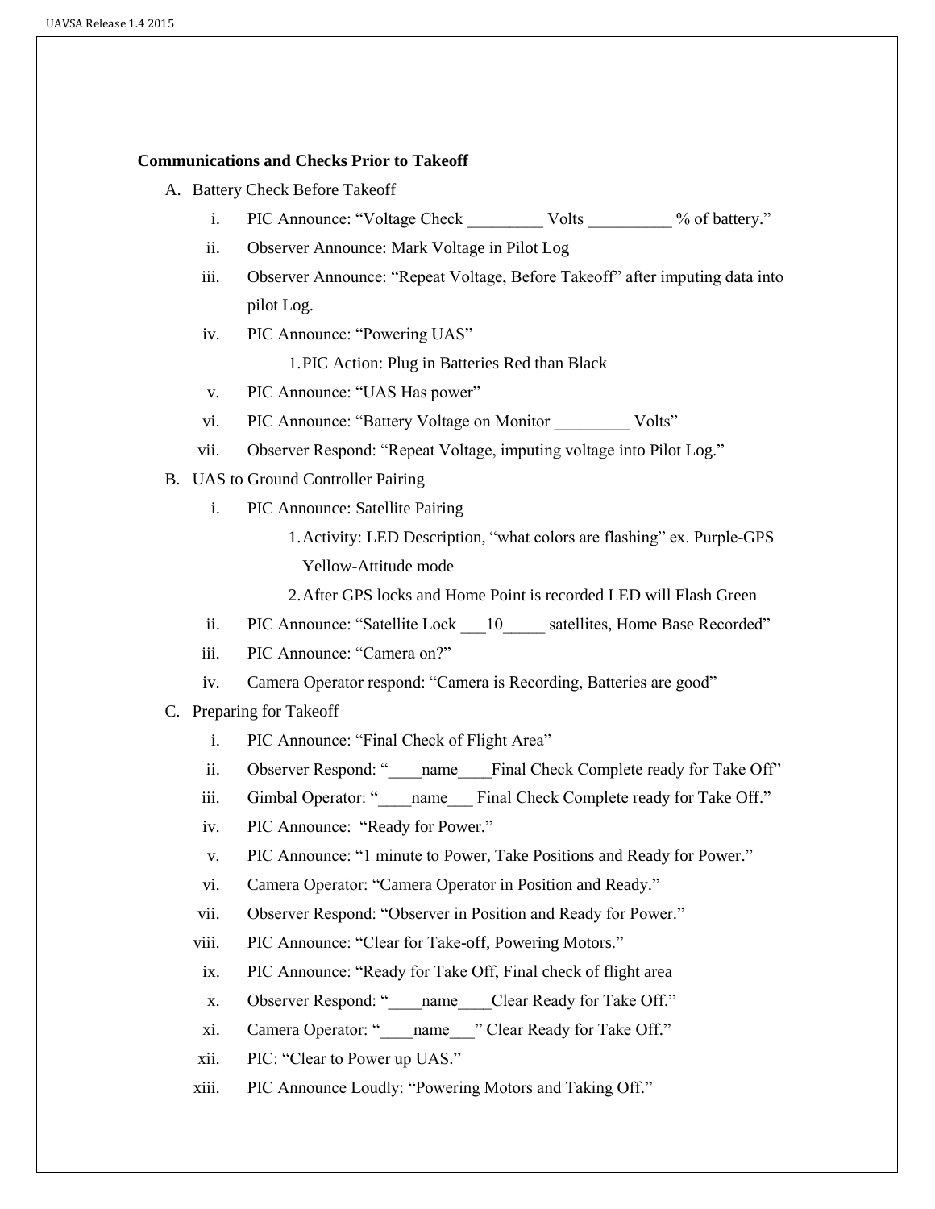**Communications and Checks Prior to Takeoff**

A. Battery Check Before Takeoff
   i. PIC Announce: “Voltage Check _________ Volts __________ % of battery.”
   ii. Observer Announce: Mark Voltage in Pilot Log
   iii. Observer Announce: “Repeat Voltage, Before Takeoff” after imputing data into pilot Log.
   iv. PIC Announce: “Powering UAS”
      1. PIC Action: Plug in Batteries Red than Black
   v. PIC Announce: “UAS Has power”
   vi. PIC Announce: “Battery Voltage on Monitor _________ Volts”
   vii. Observer Respond: “Repeat Voltage, imputing voltage into Pilot Log.”

B. UAS to Ground Controller Pairing
   i. PIC Announce: Satellite Pairing
      1. Activity: LED Description, “what colors are flashing” ex. Purple-GPS Yellow-Attitude mode
      2. After GPS locks and Home Point is recorded LED will Flash Green
   ii. PIC Announce: “Satellite Lock ___10_____ satellites, Home Base Recorded”
   iii. PIC Announce: “Camera on?”
   iv. Camera Operator respond: “Camera is Recording, Batteries are good”

C. Preparing for Takeoff
   i. PIC Announce: “Final Check of Flight Area”
   ii. Observer Respond: “____name____Final Check Complete ready for Take Off”
   iii. Gimbal Operator: “____name___ Final Check Complete ready for Take Off.”
   iv. PIC Announce: “Ready for Power.”
   v. PIC Announce: “1 minute to Power, Take Positions and Ready for Power.”
   vi. Camera Operator: “Camera Operator in Position and Ready.”
   vii. Observer Respond: “Observer in Position and Ready for Power.”
   viii. PIC Announce: “Clear for Take-off, Powering Motors.”
   ix. PIC Announce: “Ready for Take Off, Final check of flight area
   x. Observer Respond: “____name____Clear Ready for Take Off.”
   xi. Camera Operator: “____name___” Clear Ready for Take Off.”
   xii. PIC: “Clear to Power up UAS.”
   xiii. PIC Announce Loudly: “Powering Motors and Taking Off.”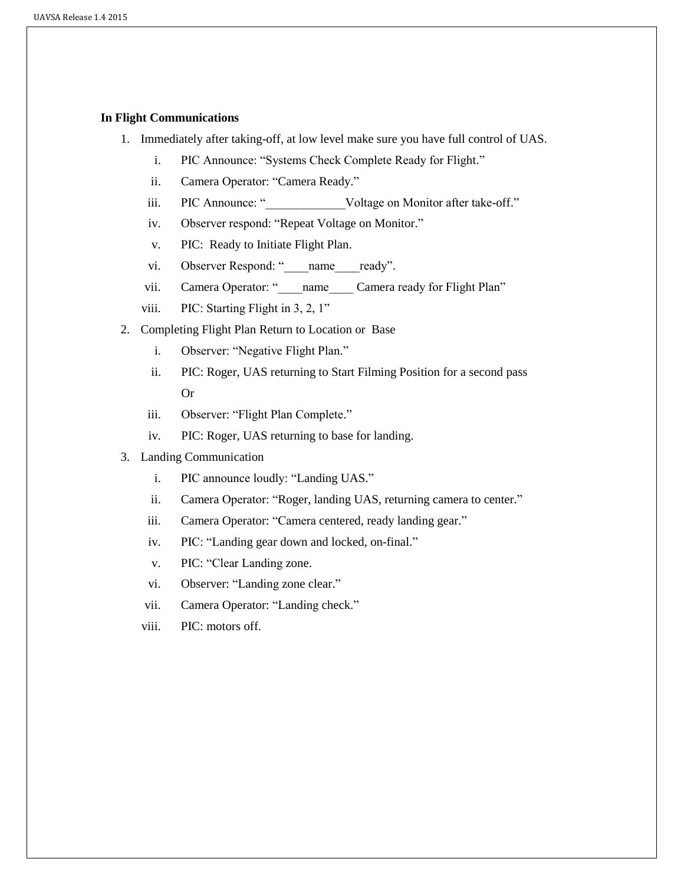**In Flight Communications**

1. Immediately after taking-off, at low level make sure you have full control of UAS.
   i. PIC Announce: “Systems Check Complete Ready for Flight.”
   ii. Camera Operator: “Camera Ready.”
   iii. PIC Announce: “_____________Voltage on Monitor after take-off.”
   iv. Observer respond: “Repeat Voltage on Monitor.”
   v. PIC: Ready to Initiate Flight Plan.
   vi. Observer Respond: “____name____ready”.
   vii. Camera Operator: “____name____ Camera ready for Flight Plan”
   viii. PIC: Starting Flight in 3, 2, 1”
2. Completing Flight Plan Return to Location or Base
   i. Observer: “Negative Flight Plan.”
   ii. PIC: Roger, UAS returning to Start Filming Position for a second pass

      Or
   iii. Observer: “Flight Plan Complete.”
   iv. PIC: Roger, UAS returning to base for landing.
3. Landing Communication
   i. PIC announce loudly: “Landing UAS.”
   ii. Camera Operator: “Roger, landing UAS, returning camera to center.”
   iii. Camera Operator: “Camera centered, ready landing gear.”
   iv. PIC: “Landing gear down and locked, on-final.”
   v. PIC: “Clear Landing zone.
   vi. Observer: “Landing zone clear.”
   vii. Camera Operator: “Landing check.”
   viii. PIC: motors off.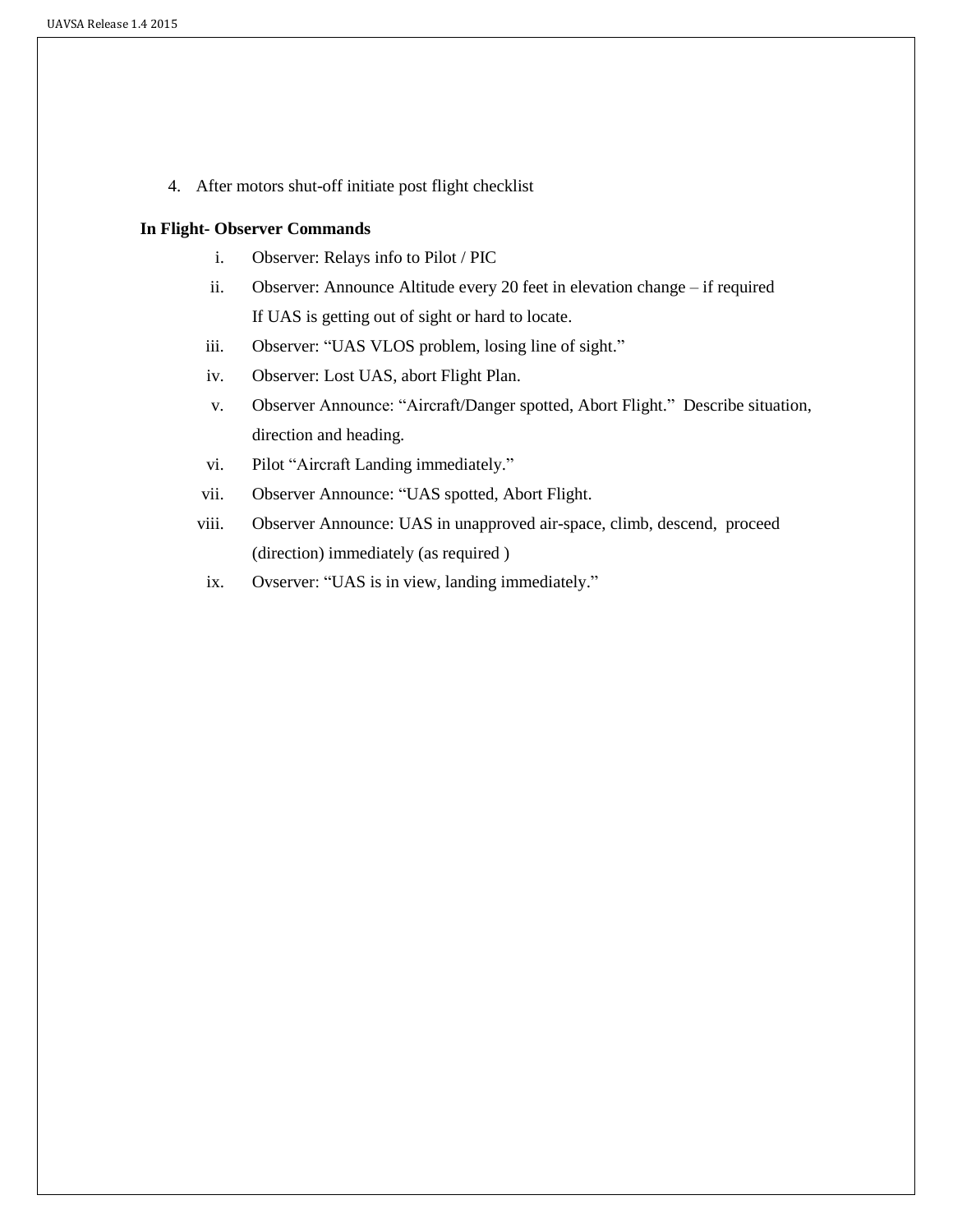4. After motors shut-off initiate post flight checklist

**In Flight- Observer Commands**

i. Observer: Relays info to Pilot / PIC
ii. Observer: Announce Altitude every 20 feet in elevation change – if required If UAS is getting out of sight or hard to locate.
iii. Observer: "UAS VLOS problem, losing line of sight."
iv. Observer: Lost UAS, abort Flight Plan.
v. Observer Announce: "Aircraft/Danger spotted, Abort Flight." Describe situation, direction and heading.
vi. Pilot "Aircraft Landing immediately."
vii. Observer Announce: "UAS spotted, Abort Flight.
viii. Observer Announce: UAS in unapproved air-space, climb, descend, proceed (direction) immediately (as required )
ix. Ovserver: "UAS is in view, landing immediately."